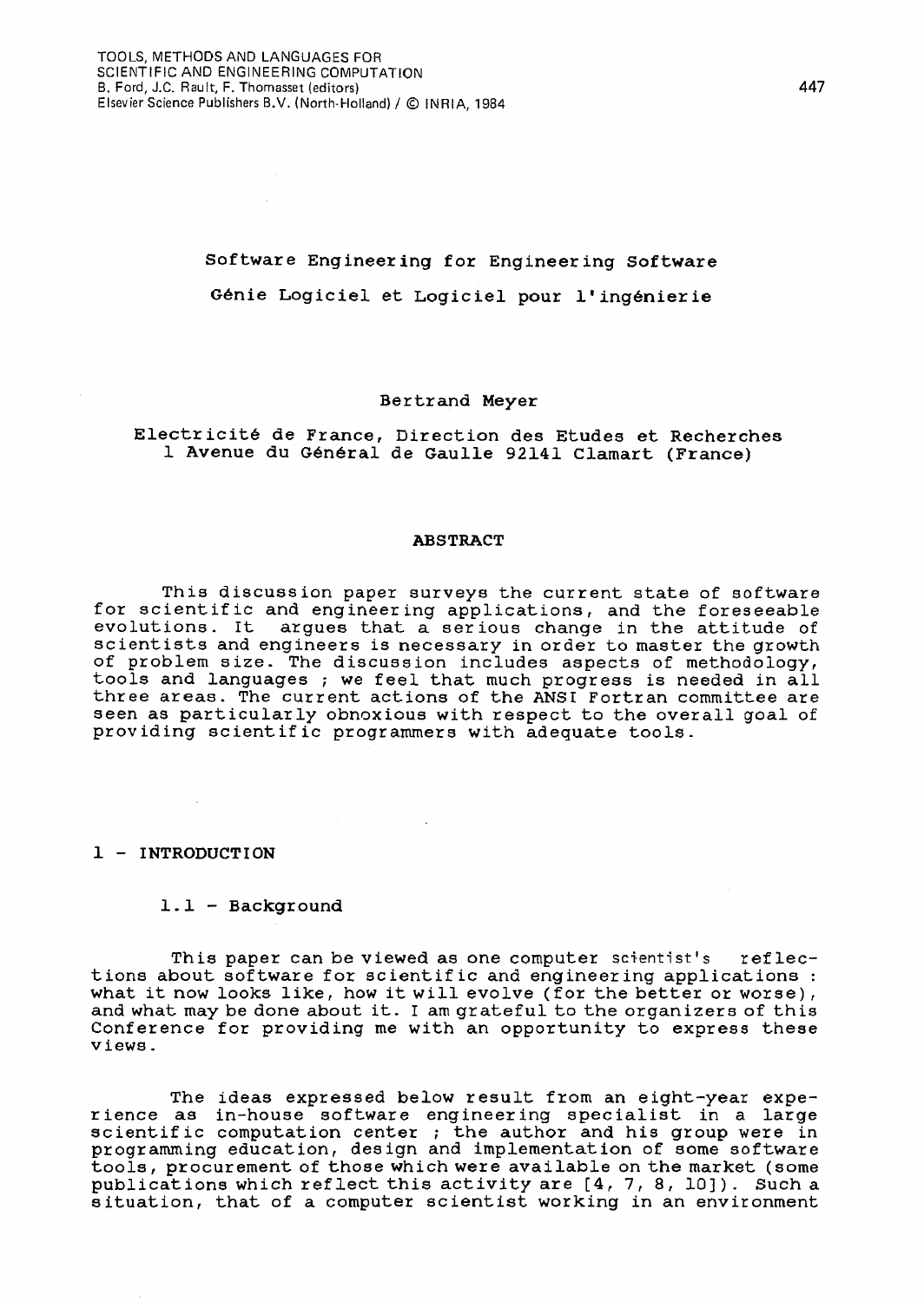# Software Engineering for Engineering Software

# Génie Logiciel et Logiciel pour l'ingénierie

Bertrand Meyer

Electricité de France, Direction des Etudes et Recherches
1 Avenue du Général de Gaulle 92141 Clamart (France)

**ABSTRACT**

This discussion paper surveys the current state of software for scientific and engineering applications, and the foreseeable evolutions. It argues that a serious change in the attitude of scientists and engineers is necessary in order to master the growth of problem size. The discussion includes aspects of methodology, tools and languages ; we feel that much progress is needed in all three areas. The current actions of the ANSI Fortran committee are seen as particularly obnoxious with respect to the overall goal of providing scientific programmers with adequate tools.

## 1 - INTRODUCTION

### 1.1 - Background

This paper can be viewed as one computer scientist's reflections about software for scientific and engineering applications : what it now looks like, how it will evolve (for the better or worse), and what may be done about it. I am grateful to the organizers of this Conference for providing me with an opportunity to express these views.

The ideas expressed below result from an eight-year experience as in-house software engineering specialist in a large scientific computation center ; the author and his group were in programming education, design and implementation of some software tools, procurement of those which were available on the market (some publications which reflect this activity are [4, 7, 8, 10]). Such a situation, that of a computer scientist working in an environment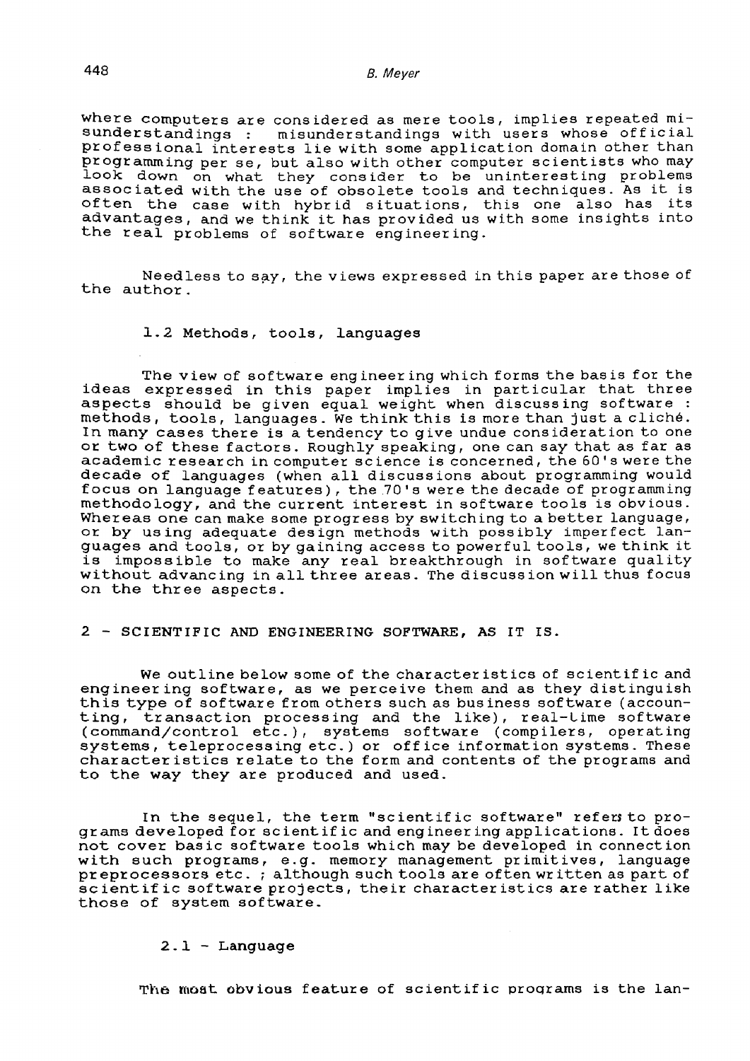where computers are considered as mere tools, implies repeated misunderstandings : misunderstandings with users whose official professional interests lie with some application domain other than programming per se, but also with other computer scientists who may look down on what they consider to be uninteresting problems associated with the use of obsolete tools and techniques. As it is often the case with hybrid situations, this one also has its advantages, and we think it has provided us with some insights into the real problems of software engineering.

Needless to say, the views expressed in this paper are those of the author.

### 1.2 Methods, tools, languages

The view of software engineering which forms the basis for the ideas expressed in this paper implies in particular that three aspects should be given equal weight when discussing software : methods, tools, languages. We think this is more than just a cliché. In many cases there is a tendency to give undue consideration to one or two of these factors. Roughly speaking, one can say that as far as academic research in computer science is concerned, the 60's were the decade of languages (when all discussions about programming would focus on language features), the 70's were the decade of programming methodology, and the current interest in software tools is obvious. Whereas one can make some progress by switching to a better language, or by using adequate design methods with possibly imperfect languages and tools, or by gaining access to powerful tools, we think it is impossible to make any real breakthrough in software quality without advancing in all three areas. The discussion will thus focus on the three aspects.

## 2 - SCIENTIFIC AND ENGINEERING SOFTWARE, AS IT IS.

We outline below some of the characteristics of scientific and engineering software, as we perceive them and as they distinguish this type of software from others such as business software (accounting, transaction processing and the like), real-time software (command/control etc.), systems software (compilers, operating systems, teleprocessing etc.) or office information systems. These characteristics relate to the form and contents of the programs and to the way they are produced and used.

In the sequel, the term "scientific software" refers to programs developed for scientific and engineering applications. It does not cover basic software tools which may be developed in connection with such programs, e.g. memory management primitives, language preprocessors etc. ; although such tools are often written as part of scientific software projects, their characteristics are rather like those of system software.

### 2.1 - Language

The most obvious feature of scientific programs is the lan-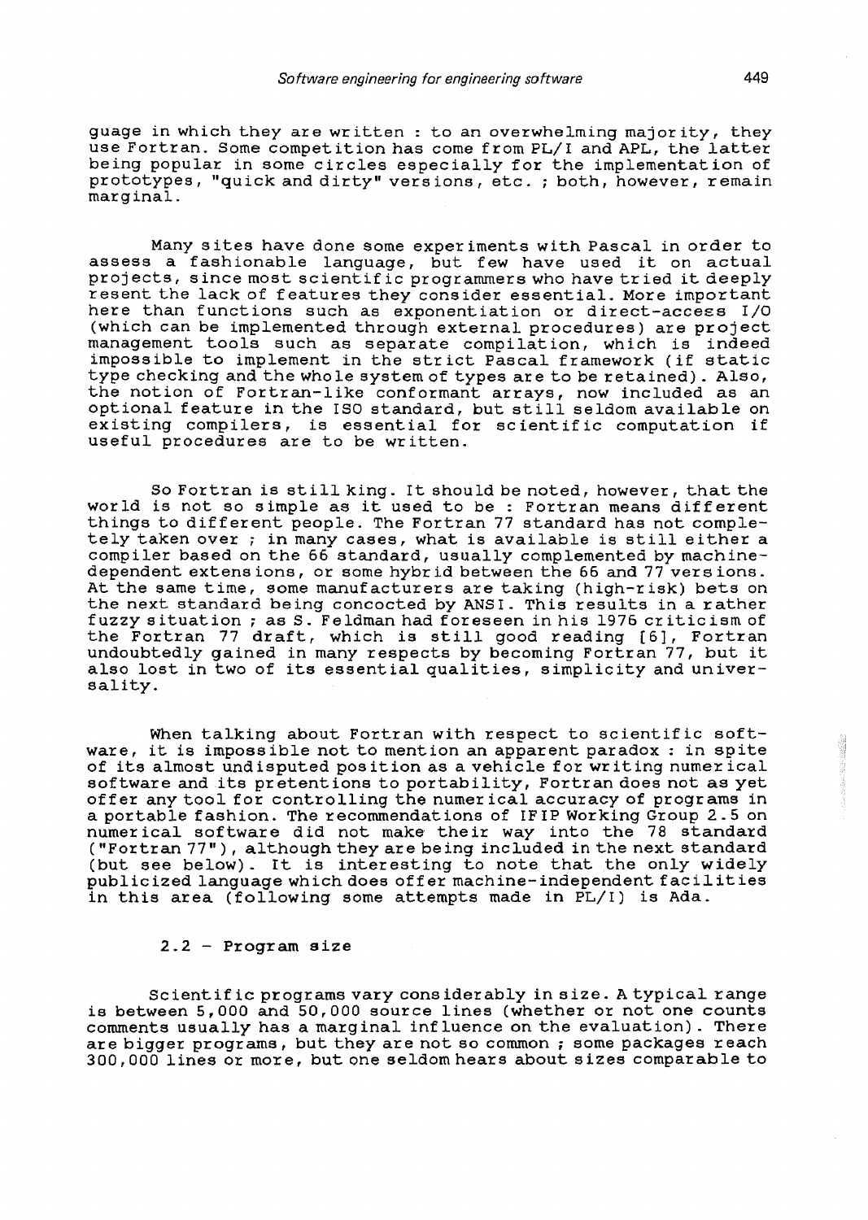guage in which they are written : to an overwhelming majority, they use Fortran. Some competition has come from PL/I and APL, the latter being popular in some circles especially for the implementation of prototypes, "quick and dirty" versions, etc. ; both, however, remain marginal.

Many sites have done some experiments with Pascal in order to assess a fashionable language, but few have used it on actual projects, since most scientific programmers who have tried it deeply resent the lack of features they consider essential. More important here than functions such as exponentiation or direct-access I/O (which can be implemented through external procedures) are project management tools such as separate compilation, which is indeed impossible to implement in the strict Pascal framework (if static type checking and the whole system of types are to be retained). Also, the notion of Fortran-like conformant arrays, now included as an optional feature in the ISO standard, but still seldom available on existing compilers, is essential for scientific computation if useful procedures are to be written.

So Fortran is still king. It should be noted, however, that the world is not so simple as it used to be : Fortran means different things to different people. The Fortran 77 standard has not completely taken over ; in many cases, what is available is still either a compiler based on the 66 standard, usually complemented by machine-dependent extensions, or some hybrid between the 66 and 77 versions. At the same time, some manufacturers are taking (high-risk) bets on the next standard being concocted by ANSI. This results in a rather fuzzy situation ; as S. Feldman had foreseen in his 1976 criticism of the Fortran 77 draft, which is still good reading [6], Fortran undoubtedly gained in many respects by becoming Fortran 77, but it also lost in two of its essential qualities, simplicity and universality.

When talking about Fortran with respect to scientific software, it is impossible not to mention an apparent paradox : in spite of its almost undisputed position as a vehicle for writing numerical software and its pretentions to portability, Fortran does not as yet offer any tool for controlling the numerical accuracy of programs in a portable fashion. The recommendations of IFIP Working Group 2.5 on numerical software did not make their way into the 78 standard ("Fortran 77"), although they are being included in the next standard (but see below). It is interesting to note that the only widely publicized language which does offer machine-independent facilities in this area (following some attempts made in PL/I) is Ada.

### 2.2 - Program size

Scientific programs vary considerably in size. A typical range is between 5,000 and 50,000 source lines (whether or not one counts comments usually has a marginal influence on the evaluation). There are bigger programs, but they are not so common ; some packages reach 300,000 lines or more, but one seldom hears about sizes comparable to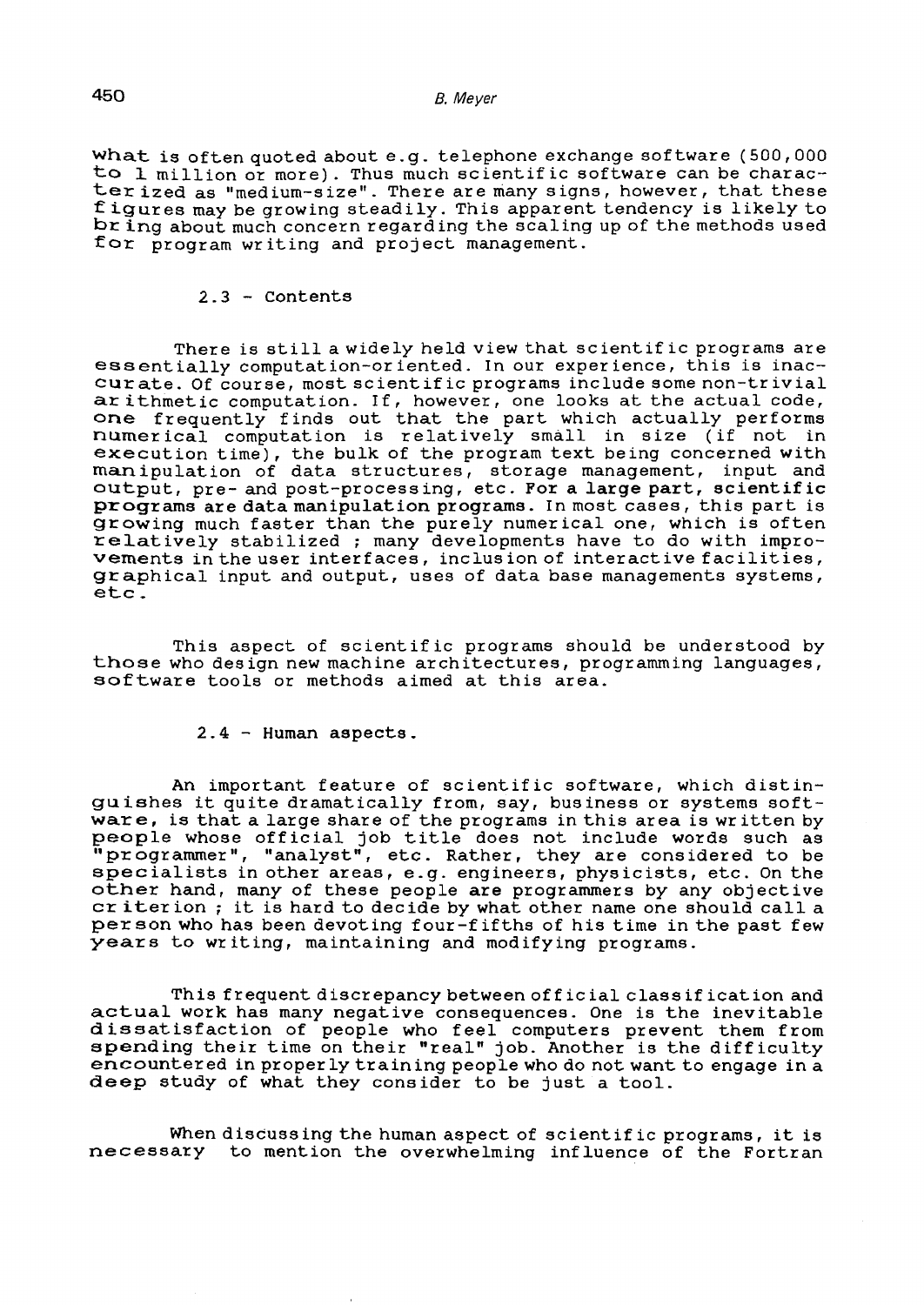what is often quoted about e.g. telephone exchange software (500,000 to 1 million or more). Thus much scientific software can be characterized as "medium-size". There are many signs, however, that these figures may be growing steadily. This apparent tendency is likely to bring about much concern regarding the scaling up of the methods used for program writing and project management.

### 2.3 - Contents

There is still a widely held view that scientific programs are essentially computation-oriented. In our experience, this is inaccurate. Of course, most scientific programs include some non-trivial arithmetic computation. If, however, one looks at the actual code, one frequently finds out that the part which actually performs numerical computation is relatively small in size (if not in execution time), the bulk of the program text being concerned with manipulation of data structures, storage management, input and output, pre- and post-processing, etc. **For a large part, scientific programs are data manipulation programs.** In most cases, this part is growing much faster than the purely numerical one, which is often relatively stabilized ; many developments have to do with improvements in the user interfaces, inclusion of interactive facilities, graphical input and output, uses of data base managements systems, etc.

This aspect of scientific programs should be understood by those who design new machine architectures, programming languages, software tools or methods aimed at this area.

### 2.4 - Human aspects.

An important feature of scientific software, which distinguishes it quite dramatically from, say, business or systems software, is that a large share of the programs in this area is written by people whose official job title does not include words such as "programmer", "analyst", etc. Rather, they are considered to be specialists in other areas, e.g. engineers, physicists, etc. On the other hand, many of these people **are** programmers by any objective criterion ; it is hard to decide by what other name one should call a person who has been devoting four-fifths of his time in the past few years to writing, maintaining and modifying programs.

This frequent discrepancy between official classification and actual work has many negative consequences. One is the inevitable dissatisfaction of people who feel computers prevent them from spending their time on their "real" job. Another is the difficulty encountered in properly training people who do not want to engage in a deep study of what they consider to be just a tool.

When discussing the human aspect of scientific programs, it is necessary to mention the overwhelming influence of the Fortran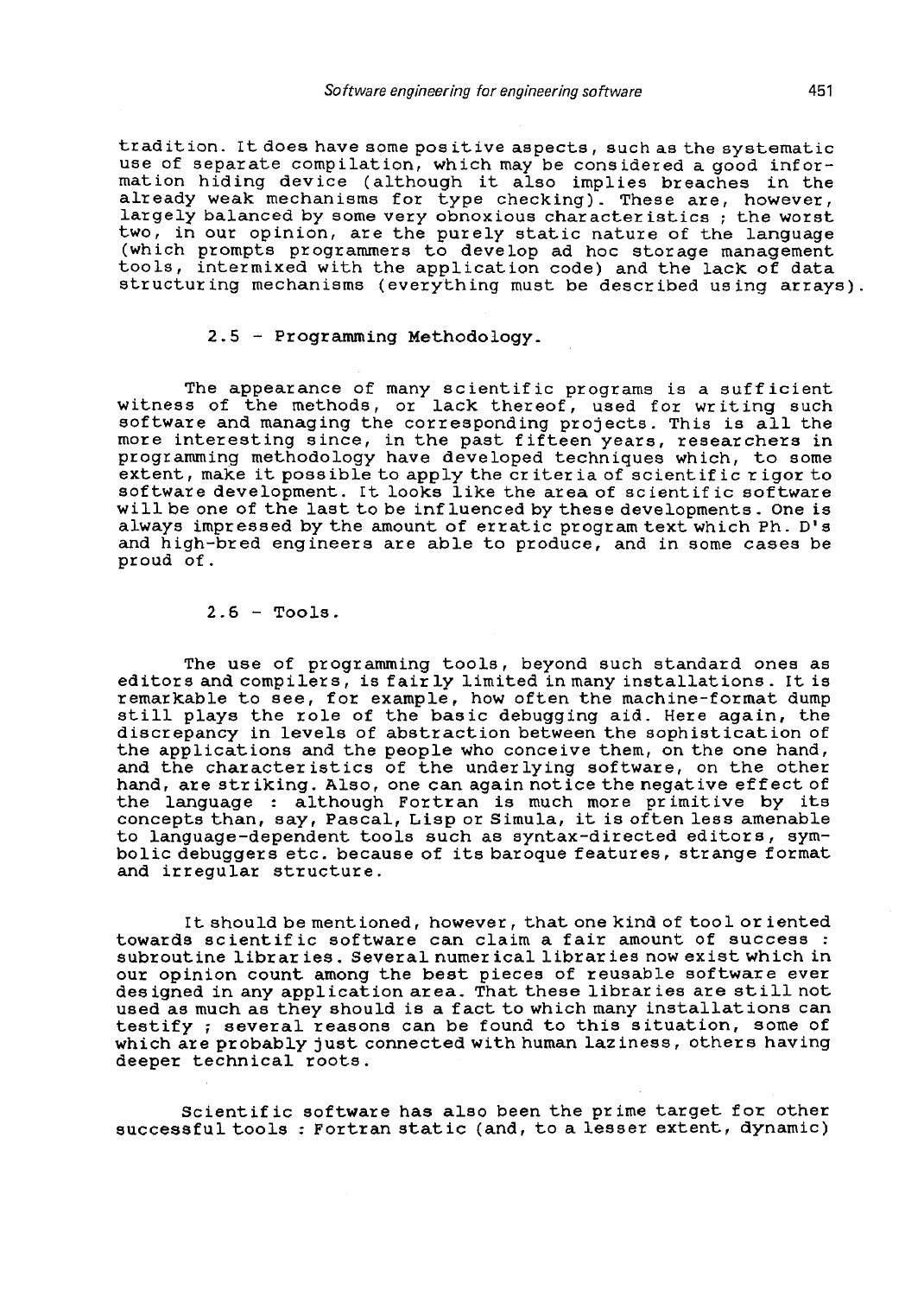tradition. It does have some positive aspects, such as the systematic use of separate compilation, which may be considered a good information hiding device (although it also implies breaches in the already weak mechanisms for type checking). These are, however, largely balanced by some very obnoxious characteristics ; the worst two, in our opinion, are the purely static nature of the language (which prompts programmers to develop ad hoc storage management tools, intermixed with the application code) and the lack of data structuring mechanisms (everything must be described using arrays).

### 2.5 - Programming Methodology.

The appearance of many scientific programs is a sufficient witness of the methods, or lack thereof, used for writing such software and managing the corresponding projects. This is all the more interesting since, in the past fifteen years, researchers in programming methodology have developed techniques which, to some extent, make it possible to apply the criteria of scientific rigor to software development. It looks like the area of scientific software will be one of the last to be influenced by these developments. One is always impressed by the amount of erratic program text which Ph. D's and high-bred engineers are able to produce, and in some cases be proud of.

### 2.6 - Tools.

The use of programming tools, beyond such standard ones as editors and compilers, is fairly limited in many installations. It is remarkable to see, for example, how often the machine-format dump still plays the role of the basic debugging aid. Here again, the discrepancy in levels of abstraction between the sophistication of the applications and the people who conceive them, on the one hand, and the characteristics of the underlying software, on the other hand, are striking. Also, one can again notice the negative effect of the language : although Fortran is much more primitive by its concepts than, say, Pascal, Lisp or Simula, it is often less amenable to language-dependent tools such as syntax-directed editors, symbolic debuggers etc. because of its baroque features, strange format and irregular structure.

It should be mentioned, however, that one kind of tool oriented towards scientific software can claim a fair amount of success : subroutine libraries. Several numerical libraries now exist which in our opinion count among the best pieces of reusable software ever designed in any application area. That these libraries are still not used as much as they should is a fact to which many installations can testify ; several reasons can be found to this situation, some of which are probably just connected with human laziness, others having deeper technical roots.

Scientific software has also been the prime target for other successful tools : Fortran static (and, to a lesser extent, dynamic)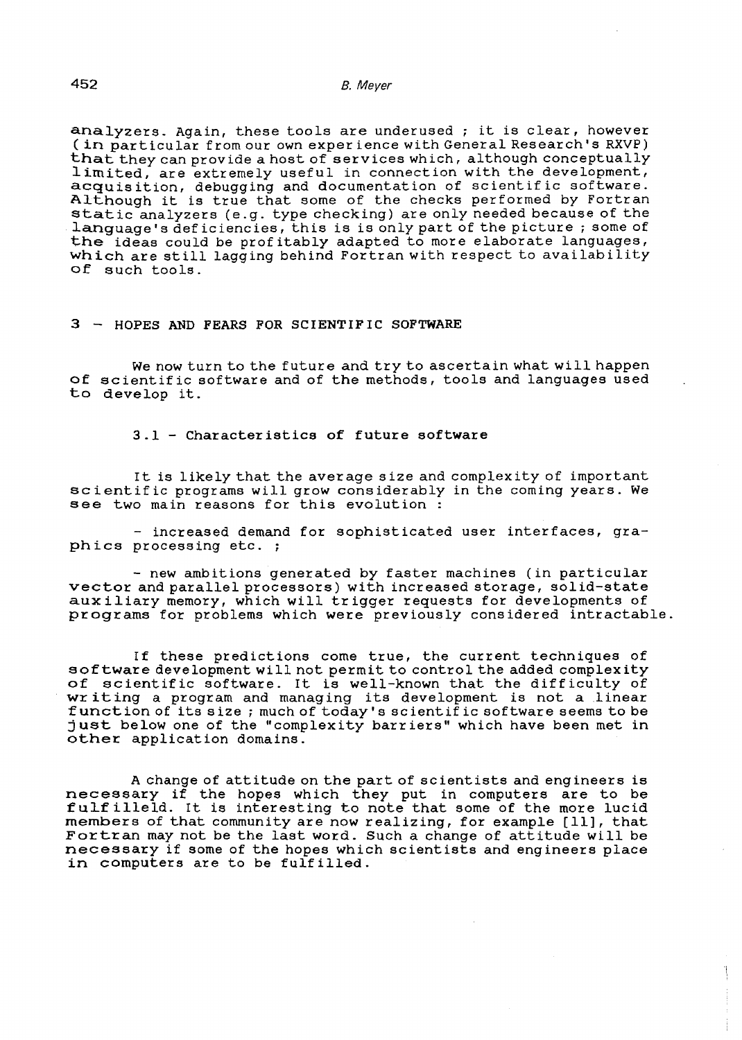analyzers. Again, these tools are underused ; it is clear, however (in particular from our own experience with General Research's RXVP) that they can provide a host of services which, although conceptually limited, are extremely useful in connection with the development, acquisition, debugging and documentation of scientific software. Although it is true that some of the checks performed by Fortran static analyzers (e.g. type checking) are only needed because of the language's deficiencies, this is is only part of the picture ; some of the ideas could be profitably adapted to more elaborate languages, which are still lagging behind Fortran with respect to availability of such tools.

## 3 – HOPES AND FEARS FOR SCIENTIFIC SOFTWARE

We now turn to the future and try to ascertain what will happen of scientific software and of the methods, tools and languages used to develop it.

### 3.1 – Characteristics of future software

It is likely that the average size and complexity of important scientific programs will grow considerably in the coming years. We see two main reasons for this evolution :

- increased demand for sophisticated user interfaces, graphics processing etc. ;

- new ambitions generated by faster machines (in particular vector and parallel processors) with increased storage, solid-state auxiliary memory, which will trigger requests for developments of programs for problems which were previously considered intractable.

If these predictions come true, the current techniques of software development will not permit to control the added complexity of scientific software. It is well-known that the difficulty of writing a program and managing its development is not a linear function of its size ; much of today's scientific software seems to be just below one of the "complexity barriers" which have been met in other application domains.

A change of attitude on the part of scientists and engineers is necessary if the hopes which they put in computers are to be fulfilleld. It is interesting to note that some of the more lucid members of that community are now realizing, for example [11], that Fortran may not be the last word. Such a change of attitude will be necessary if some of the hopes which scientists and engineers place in computers are to be fulfilled.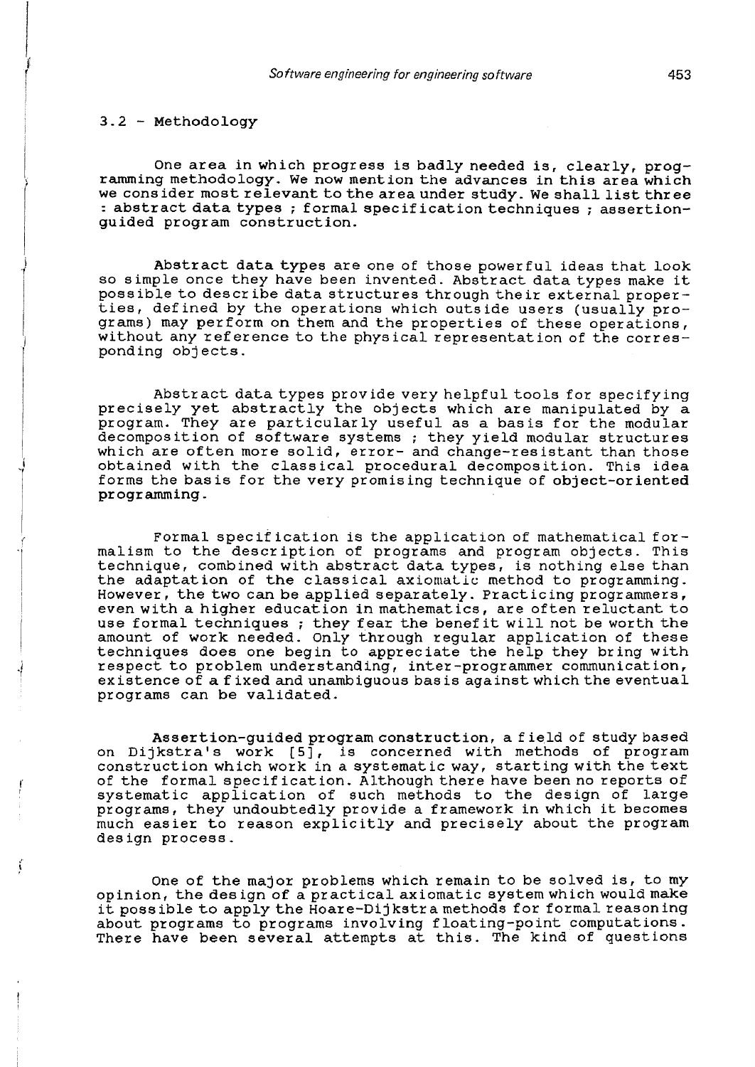### 3.2 - Methodology

One area in which progress is badly needed is, clearly, programming methodology. We now mention the advances in this area which we consider most relevant to the area under study. We shall list three : abstract data types ; formal specification techniques ; assertion-guided program construction.

**Abstract data types** are one of those powerful ideas that look so simple once they have been invented. Abstract data types make it possible to describe data structures through their external properties, defined by the operations which outside users (usually programs) may perform on them and the properties of these operations, without any reference to the physical representation of the corresponding objects.

Abstract data types provide very helpful tools for specifying precisely yet abstractly the objects which are manipulated by a program. They are particularly useful as a basis for the modular decomposition of software systems ; they yield modular structures which are often more solid, error- and change-resistant than those obtained with the classical procedural decomposition. This idea forms the basis for the very promising technique of **object-oriented programming**.

Formal specification is the application of mathematical formalism to the description of programs and program objects. This technique, combined with abstract data types, is nothing else than the adaptation of the classical axiomatic method to programming. However, the two can be applied separately. Practicing programmers, even with a higher education in mathematics, are often reluctant to use formal techniques ; they fear the benefit will not be worth the amount of work needed. Only through regular application of these techniques does one begin to appreciate the help they bring with respect to problem understanding, inter-programmer communication, existence of a fixed and unambiguous basis against which the eventual programs can be validated.

**Assertion-guided program construction**, a field of study based on Dijkstra's work [5], is concerned with methods of program construction which work in a systematic way, starting with the text of the formal specification. Although there have been no reports of systematic application of such methods to the design of large programs, they undoubtedly provide a framework in which it becomes much easier to reason explicitly and precisely about the program design process.

One of the major problems which remain to be solved is, to my opinion, the design of a practical axiomatic system which would make it possible to apply the Hoare-Dijkstra methods for formal reasoning about programs to programs involving floating-point computations. There have been several attempts at this. The kind of questions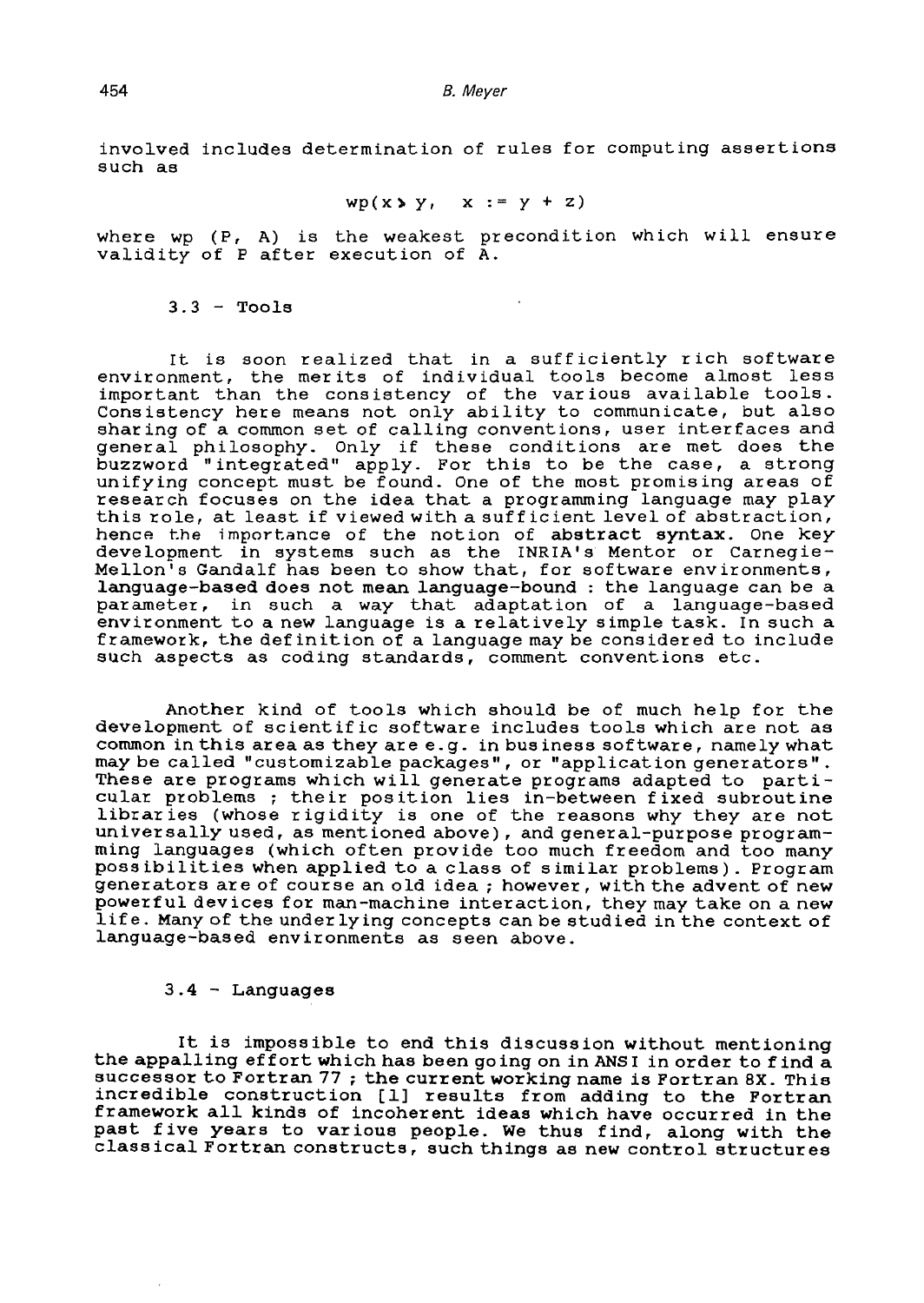involved includes determination of rules for computing assertions such as

$$wp(x > y, \quad x := y + z)$$

where wp (P, A) is the weakest precondition which will ensure validity of P after execution of A.

### 3.3 - Tools

It is soon realized that in a sufficiently rich software environment, the merits of individual tools become almost less important than the consistency of the various available tools. Consistency here means not only ability to communicate, but also sharing of a common set of calling conventions, user interfaces and general philosophy. Only if these conditions are met does the buzzword "integrated" apply. For this to be the case, a strong unifying concept must be found. One of the most promising areas of research focuses on the idea that a programming language may play this role, at least if viewed with a sufficient level of abstraction, hence the importance of the notion of **abstract syntax**. One key development in systems such as the INRIA's Mentor or Carnegie-Mellon's Gandalf has been to show that, for software environments, **language-based does not mean language-bound** : the language can be a parameter, in such a way that adaptation of a language-based environment to a new language is a relatively simple task. In such a framework, the definition of a language may be considered to include such aspects as coding standards, comment conventions etc.

Another kind of tools which should be of much help for the development of scientific software includes tools which are not as common in this area as they are e.g. in business software, namely what may be called "customizable packages", or "application generators". These are programs which will generate programs adapted to particular problems ; their position lies in-between fixed subroutine libraries (whose rigidity is one of the reasons why they are not universally used, as mentioned above), and general-purpose programming languages (which often provide too much freedom and too many possibilities when applied to a class of similar problems). Program generators are of course an old idea ; however, with the advent of new powerful devices for man-machine interaction, they may take on a new life. Many of the underlying concepts can be studied in the context of language-based environments as seen above.

### 3.4 - Languages

It is impossible to end this discussion without mentioning the appalling effort which has been going on in ANSI in order to find a successor to Fortran 77 ; the current working name is Fortran 8X. This incredible construction [1] results from adding to the Fortran framework all kinds of incoherent ideas which have occurred in the past five years to various people. We thus find, along with the classical Fortran constructs, such things as new control structures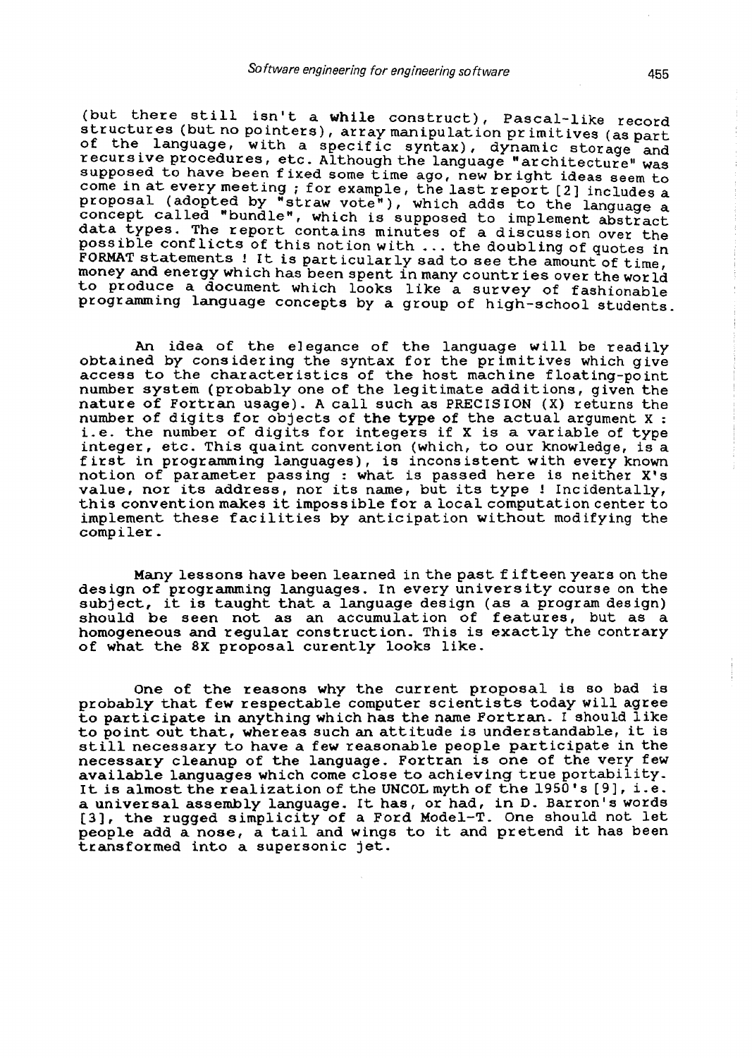(but there still isn't a **while** construct), Pascal-like record structures (but no pointers), array manipulation primitives (as part of the language, with a specific syntax), dynamic storage and recursive procedures, etc. Although the language "architecture" was supposed to have been fixed some time ago, new bright ideas seem to come in at every meeting ; for example, the last report [2] includes a proposal (adopted by "straw vote"), which adds to the language a concept called "bundle", which is supposed to implement abstract data types. The report contains minutes of a discussion over the possible conflicts of this notion with ... the doubling of quotes in FORMAT statements ! It is particularly sad to see the amount of time, money and energy which has been spent in many countries over the world to produce a document which looks like a survey of fashionable programming language concepts by a group of high-school students.

An idea of the elegance of the language will be readily obtained by considering the syntax for the primitives which give access to the characteristics of the host machine floating-point number system (probably one of the legitimate additions, given the nature of Fortran usage). A call such as PRECISION (X) returns the number of digits for objects of **the type** of the actual argument X : i.e. the number of digits for integers if X is a variable of type integer, etc. This quaint convention (which, to our knowledge, is a first in programming languages), is inconsistent with every known notion of parameter passing : what is passed here is neither X's value, nor its address, nor its name, but its type ! Incidentally, this convention makes it impossible for a local computation center to implement these facilities by anticipation without modifying the compiler.

Many lessons have been learned in the past fifteen years on the design of programming languages. In every university course on the subject, it is taught that a language design (as a program design) should be seen not as an accumulation of features, but as a homogeneous and regular construction. This is exactly the contrary of what the 8X proposal curently looks like.

One of the reasons why the current proposal is so bad is probably that few respectable computer scientists today will agree to participate in anything which has the name Fortran. I should like to point out that, whereas such an attitude is understandable, it is still necessary to have a few reasonable people participate in the necessary cleanup of the language. Fortran is one of the very few available languages which come close to achieving true portability. It is almost the realization of the UNCOL myth of the 1950's [9], i.e. a universal assembly language. It has, or had, in D. Barron's words [3], the rugged simplicity of a Ford Model-T. One should not let people add a nose, a tail and wings to it and pretend it has been transformed into a supersonic jet.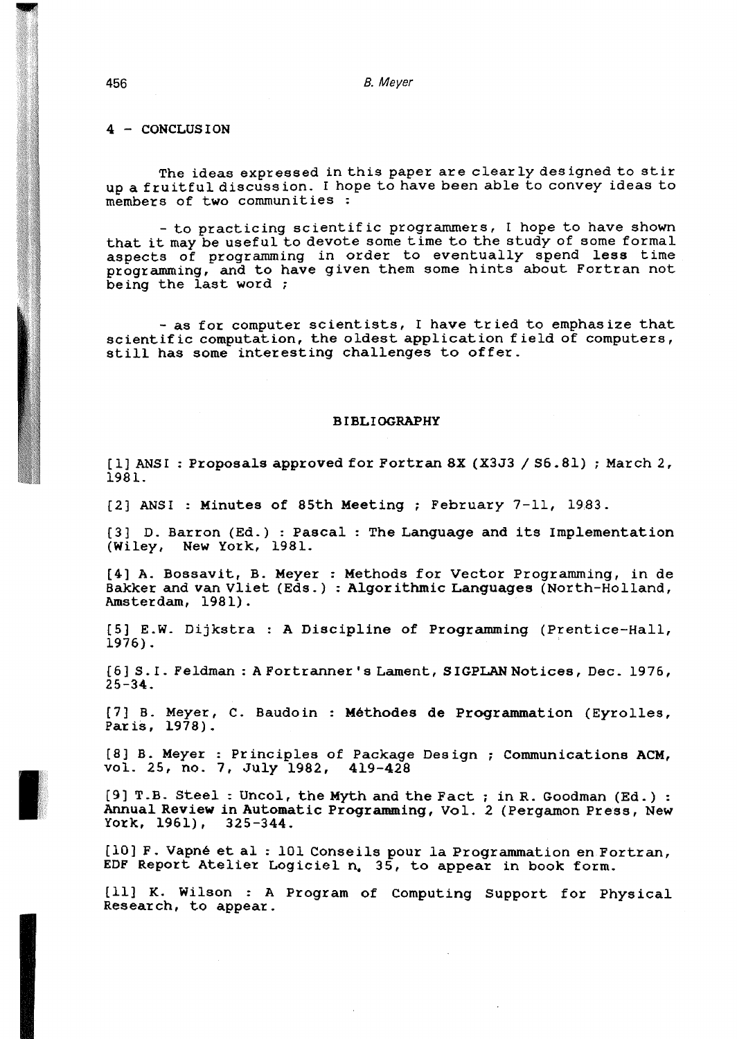## 4 - CONCLUSION

The ideas expressed in this paper are clearly designed to stir up a fruitful discussion. I hope to have been able to convey ideas to members of two communities :

- to practicing scientific programmers, I hope to have shown that it may be useful to devote some time to the study of some formal aspects of programming in order to eventually spend **less** time programming, and to have given them some hints about Fortran not being the last word ;

- as for computer scientists, I have tried to emphasize that scientific computation, the oldest application field of computers, still has some interesting challenges to offer.

## BIBLIOGRAPHY

[1] ANSI : **Proposals approved for Fortran 8X (X3J3 / S6.81)** ; March 2, 1981.

[2] ANSI : **Minutes of 85th Meeting** ; February 7-11, 1983.

[3] D. Barron (Ed.) : **Pascal : The Language and its Implementation** (Wiley, New York, 1981.

[4] A. Bossavit, B. Meyer : Methods for Vector Programming, in de Bakker and van Vliet (Eds.) : **Algorithmic Languages** (North-Holland, Amsterdam, 1981).

[5] E.W. Dijkstra : **A Discipline of Programming** (Prentice-Hall, 1976).

[6] S.I. Feldman : A Fortranner's Lament, **SIGPLAN** Notices, Dec. 1976, 25-34.

[7] B. Meyer, C. Baudoin : **Méthodes de Programmation** (Eyrolles, Paris, 1978).

[8] B. Meyer : Principles of Package Design ; **Communications ACM**, vol. 25, no. 7, July 1982, 419-428

[9] T.B. Steel : Uncol, the Myth and the Fact ; in R. Goodman (Ed.) : **Annual Review in Automatic Programming**, Vol. 2 (Pergamon Press, New York, 1961), 325-344.

[10] F. Vapné et al : 101 Conseils pour la Programmation en Fortran, EDF Report Atelier Logiciel n. 35, to appear in book form.

[11] K. Wilson : A Program of Computing Support for Physical Research, to appear.